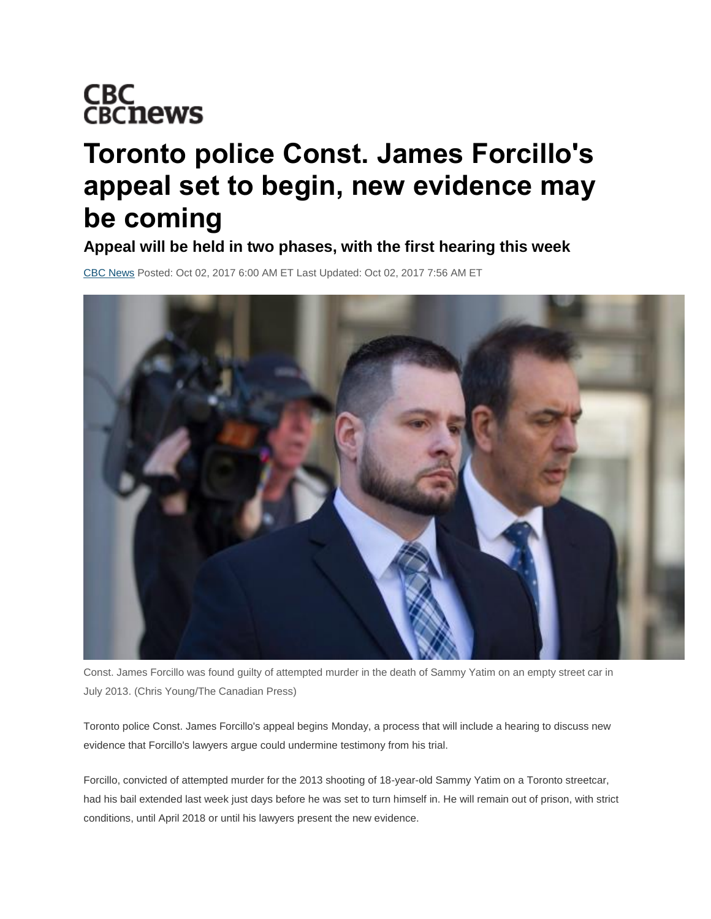CBC
CBCnews

# Toronto police Const. James Forcillo's appeal set to begin, new evidence may be coming

## Appeal will be held in two phases, with the first hearing this week

CBC News Posted: Oct 02, 2017 6:00 AM ET Last Updated: Oct 02, 2017 7:56 AM ET

Const. James Forcillo was found guilty of attempted murder in the death of Sammy Yatim on an empty street car in July 2013. (Chris Young/The Canadian Press)

Toronto police Const. James Forcillo's appeal begins Monday, a process that will include a hearing to discuss new evidence that Forcillo's lawyers argue could undermine testimony from his trial.

Forcillo, convicted of attempted murder for the 2013 shooting of 18-year-old Sammy Yatim on a Toronto streetcar, had his bail extended last week just days before he was set to turn himself in. He will remain out of prison, with strict conditions, until April 2018 or until his lawyers present the new evidence.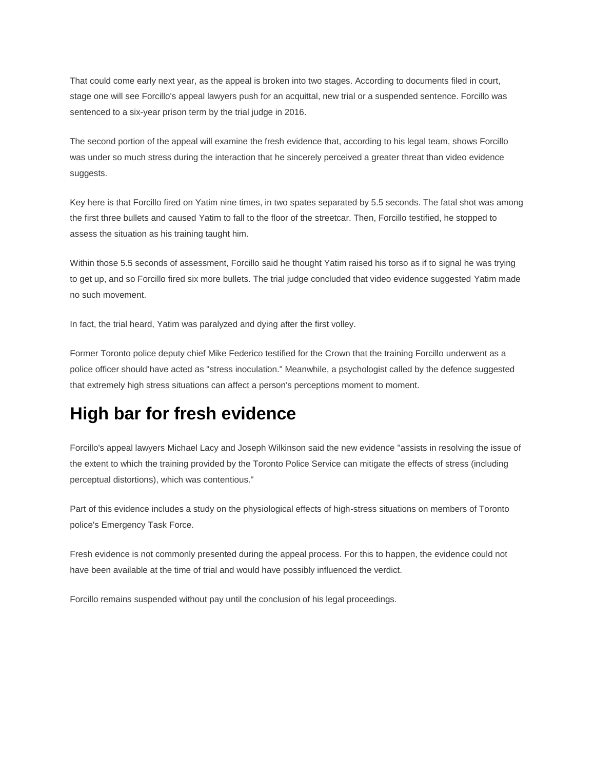That could come early next year, as the appeal is broken into two stages. According to documents filed in court, stage one will see Forcillo's appeal lawyers push for an acquittal, new trial or a suspended sentence. Forcillo was sentenced to a six-year prison term by the trial judge in 2016.

The second portion of the appeal will examine the fresh evidence that, according to his legal team, shows Forcillo was under so much stress during the interaction that he sincerely perceived a greater threat than video evidence suggests.

Key here is that Forcillo fired on Yatim nine times, in two spates separated by 5.5 seconds. The fatal shot was among the first three bullets and caused Yatim to fall to the floor of the streetcar. Then, Forcillo testified, he stopped to assess the situation as his training taught him.

Within those 5.5 seconds of assessment, Forcillo said he thought Yatim raised his torso as if to signal he was trying to get up, and so Forcillo fired six more bullets. The trial judge concluded that video evidence suggested Yatim made no such movement.

In fact, the trial heard, Yatim was paralyzed and dying after the first volley.

Former Toronto police deputy chief Mike Federico testified for the Crown that the training Forcillo underwent as a police officer should have acted as "stress inoculation." Meanwhile, a psychologist called by the defence suggested that extremely high stress situations can affect a person's perceptions moment to moment.

## High bar for fresh evidence

Forcillo's appeal lawyers Michael Lacy and Joseph Wilkinson said the new evidence "assists in resolving the issue of the extent to which the training provided by the Toronto Police Service can mitigate the effects of stress (including perceptual distortions), which was contentious."

Part of this evidence includes a study on the physiological effects of high-stress situations on members of Toronto police's Emergency Task Force.

Fresh evidence is not commonly presented during the appeal process. For this to happen, the evidence could not have been available at the time of trial and would have possibly influenced the verdict.

Forcillo remains suspended without pay until the conclusion of his legal proceedings.